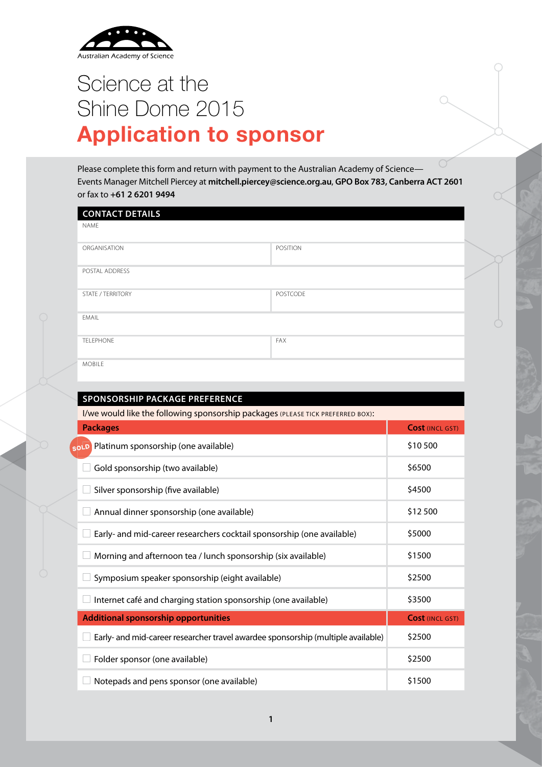Australian Academy of Science

# Science at the Shine Dome 2015

# Application to sponsor

Please complete this form and return with payment to the Australian Academy of Science—Events Manager Mitchell Piercey at **mitchell.piercey@science.org.au**, **GPO Box 783, Canberra ACT 2601** or fax to **+61 2 6201 9494**

## CONTACT DETAILS

| | |
|---|---|
| NAME | |
| ORGANISATION | POSITION |
| POSTAL ADDRESS | |
| STATE / TERRITORY | POSTCODE |
| EMAIL | |
| TELEPHONE | FAX |
| MOBILE | |

## SPONSORSHIP PACKAGE PREFERENCE

I/we would like the following sponsorship packages (PLEASE TICK PREFERRED BOX):

| Packages | Cost (INCL GST) |
|---|---|
| SOLD Platinum sponsorship (one available) | $10 500 |
| ☐ Gold sponsorship (two available) | $6500 |
| ☐ Silver sponsorship (five available) | $4500 |
| ☐ Annual dinner sponsorship (one available) | $12 500 |
| ☐ Early- and mid-career researchers cocktail sponsorship (one available) | $5000 |
| ☐ Morning and afternoon tea / lunch sponsorship (six available) | $1500 |
| ☐ Symposium speaker sponsorship (eight available) | $2500 |
| ☐ Internet café and charging station sponsorship (one available) | $3500 |
| **Additional sponsorship opportunities** | **Cost (INCL GST)** |
| ☐ Early- and mid-career researcher travel awardee sponsorship (multiple available) | $2500 |
| ☐ Folder sponsor (one available) | $2500 |
| ☐ Notepads and pens sponsor (one available) | $1500 |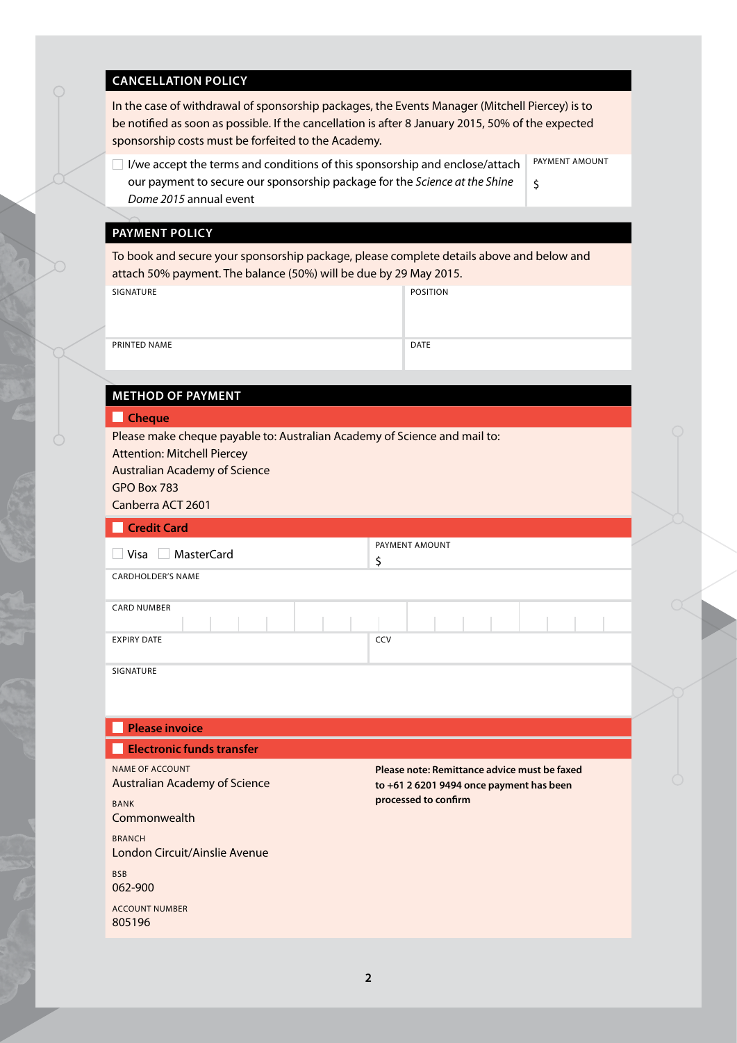## CANCELLATION POLICY

In the case of withdrawal of sponsorship packages, the Events Manager (Mitchell Piercey) is to be notified as soon as possible. If the cancellation is after 8 January 2015, 50% of the expected sponsorship costs must be forfeited to the Academy.

☐ I/we accept the terms and conditions of this sponsorship and enclose/attach our payment to secure our sponsorship package for the *Science at the Shine Dome 2015* annual event

PAYMENT AMOUNT
$

## PAYMENT POLICY

To book and secure your sponsorship package, please complete details above and below and attach 50% payment. The balance (50%) will be due by 29 May 2015.

| | |
|---|---|
| SIGNATURE | POSITION |
| PRINTED NAME | DATE |

## METHOD OF PAYMENT

### ☐ Cheque

Please make cheque payable to: Australian Academy of Science and mail to:
Attention: Mitchell Piercey
Australian Academy of Science
GPO Box 783
Canberra ACT 2601

### ☐ Credit Card

| | |
|---|---|
| ☐ Visa ☐ MasterCard | PAYMENT AMOUNT<br>$ |
| CARDHOLDER'S NAME | |
| CARD NUMBER | |
| EXPIRY DATE | CCV |
| SIGNATURE | |

### ☐ Please invoice

### ☐ Electronic funds transfer

NAME OF ACCOUNT
Australian Academy of Science

BANK
Commonwealth

BRANCH
London Circuit/Ainslie Avenue

BSB
062-900

ACCOUNT NUMBER
805196

**Please note: Remittance advice must be faxed to +61 2 6201 9494 once payment has been processed to confirm**